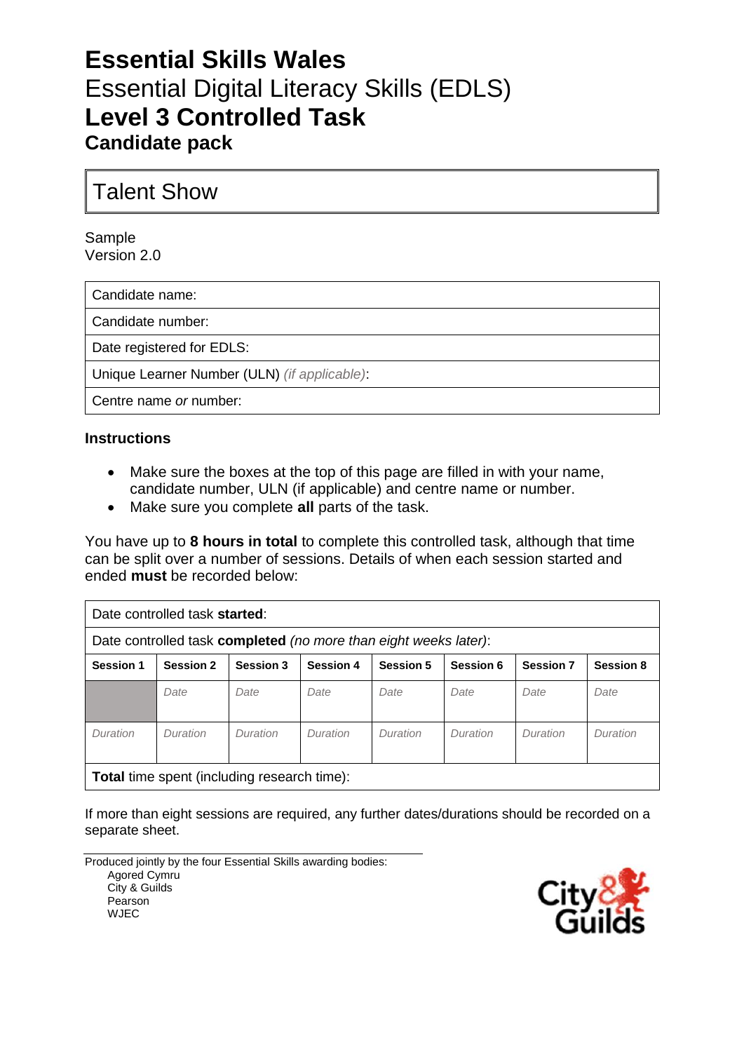# Essential Skills Wales

Essential Digital Literacy Skills (EDLS)

**Level 3 Controlled Task**

**Candidate pack**

## Talent Show

Sample
Version 2.0

| Candidate name: |
|---|
| Candidate number: |
| Date registered for EDLS: |
| Unique Learner Number (ULN) *(if applicable)*: |
| Centre name *or* number: |

**Instructions**

- Make sure the boxes at the top of this page are filled in with your name, candidate number, ULN (if applicable) and centre name or number.
- Make sure you complete **all** parts of the task.

You have up to **8 hours in total** to complete this controlled task, although that time can be split over a number of sessions. Details of when each session started and ended **must** be recorded below:

| Date controlled task **started**: | | | | | | | |
|---|---|---|---|---|---|---|---|
| Date controlled task **completed** *(no more than eight weeks later)*: | | | | | | | |
| **Session 1** | **Session 2** | **Session 3** | **Session 4** | **Session 5** | **Session 6** | **Session 7** | **Session 8** |
| | *Date* | *Date* | *Date* | *Date* | *Date* | *Date* | *Date* |
| *Duration* | *Duration* | *Duration* | *Duration* | *Duration* | *Duration* | *Duration* | *Duration* |
| **Total** time spent (including research time): | | | | | | | |

If more than eight sessions are required, any further dates/durations should be recorded on a separate sheet.

Produced jointly by the four Essential Skills awarding bodies:
- Agored Cymru
- City & Guilds
- Pearson
- WJEC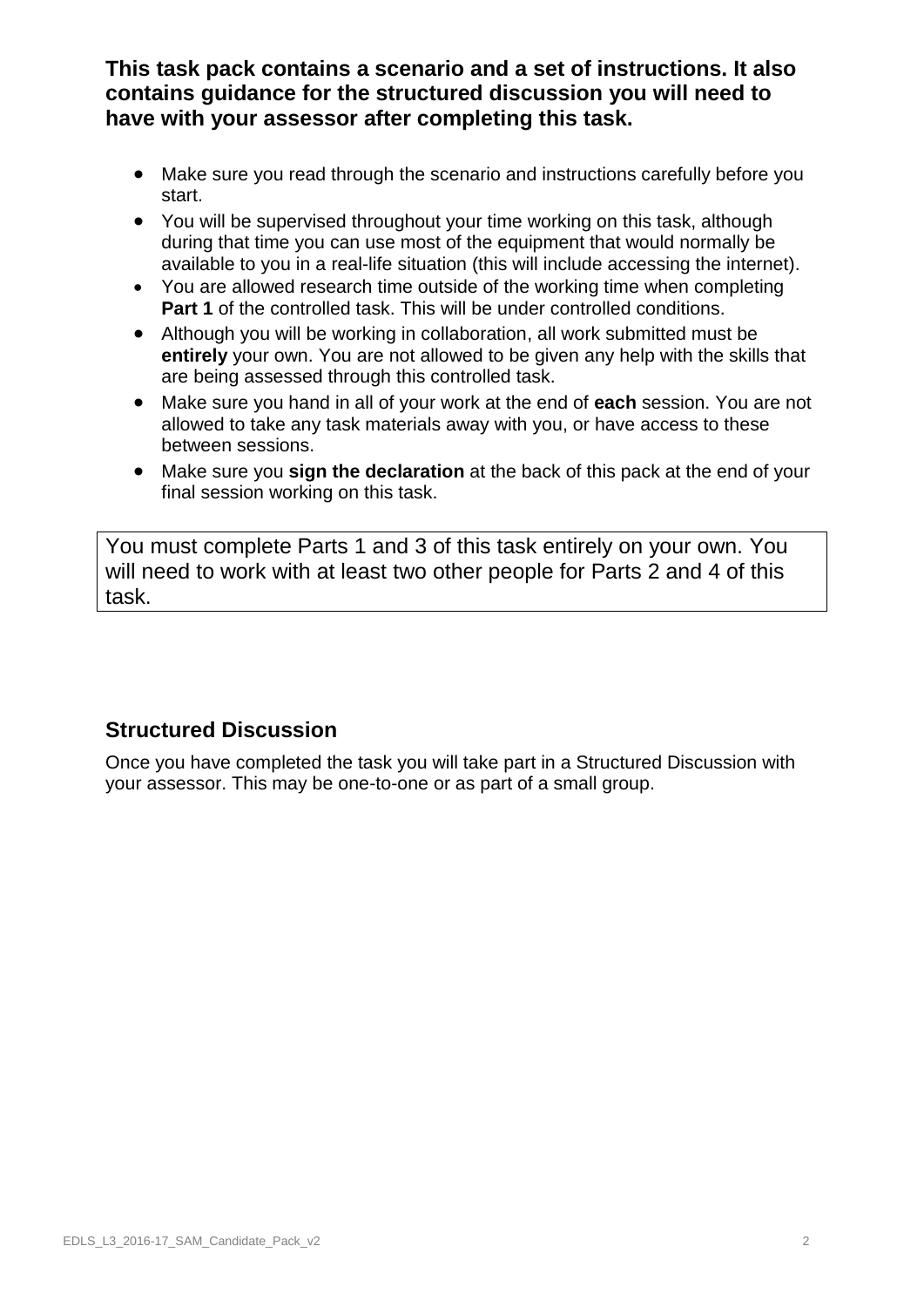**This task pack contains a scenario and a set of instructions. It also contains guidance for the structured discussion you will need to have with your assessor after completing this task.**

- Make sure you read through the scenario and instructions carefully before you start.
- You will be supervised throughout your time working on this task, although during that time you can use most of the equipment that would normally be available to you in a real-life situation (this will include accessing the internet).
- You are allowed research time outside of the working time when completing **Part 1** of the controlled task. This will be under controlled conditions.
- Although you will be working in collaboration, all work submitted must be **entirely** your own. You are not allowed to be given any help with the skills that are being assessed through this controlled task.
- Make sure you hand in all of your work at the end of **each** session. You are not allowed to take any task materials away with you, or have access to these between sessions.
- Make sure you **sign the declaration** at the back of this pack at the end of your final session working on this task.

You must complete Parts 1 and 3 of this task entirely on your own. You will need to work with at least two other people for Parts 2 and 4 of this task.

## Structured Discussion

Once you have completed the task you will take part in a Structured Discussion with your assessor. This may be one-to-one or as part of a small group.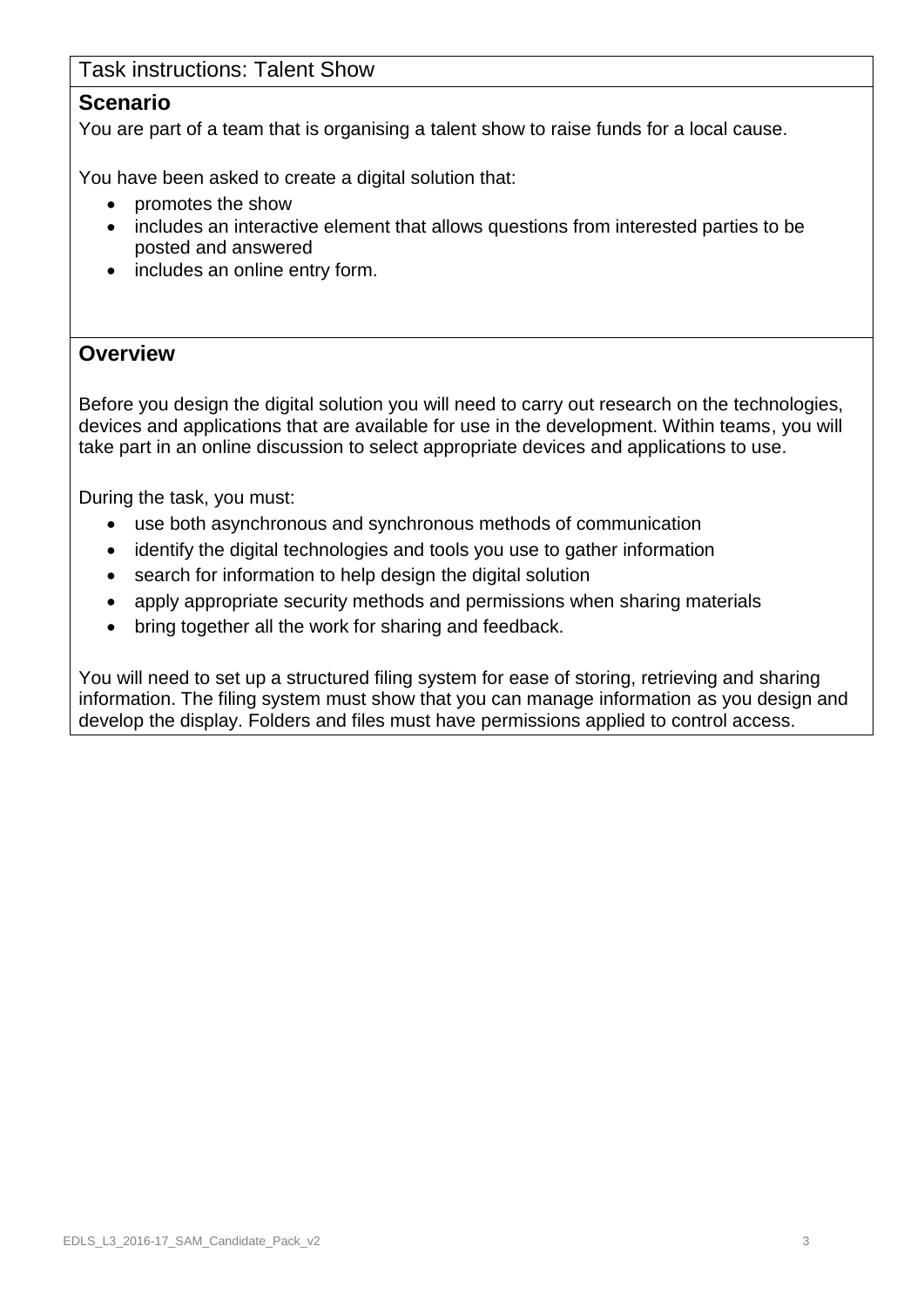Task instructions: Talent Show

## Scenario

You are part of a team that is organising a talent show to raise funds for a local cause.

You have been asked to create a digital solution that:

- promotes the show
- includes an interactive element that allows questions from interested parties to be posted and answered
- includes an online entry form.

## Overview

Before you design the digital solution you will need to carry out research on the technologies, devices and applications that are available for use in the development. Within teams, you will take part in an online discussion to select appropriate devices and applications to use.

During the task, you must:

- use both asynchronous and synchronous methods of communication
- identify the digital technologies and tools you use to gather information
- search for information to help design the digital solution
- apply appropriate security methods and permissions when sharing materials
- bring together all the work for sharing and feedback.

You will need to set up a structured filing system for ease of storing, retrieving and sharing information. The filing system must show that you can manage information as you design and develop the display. Folders and files must have permissions applied to control access.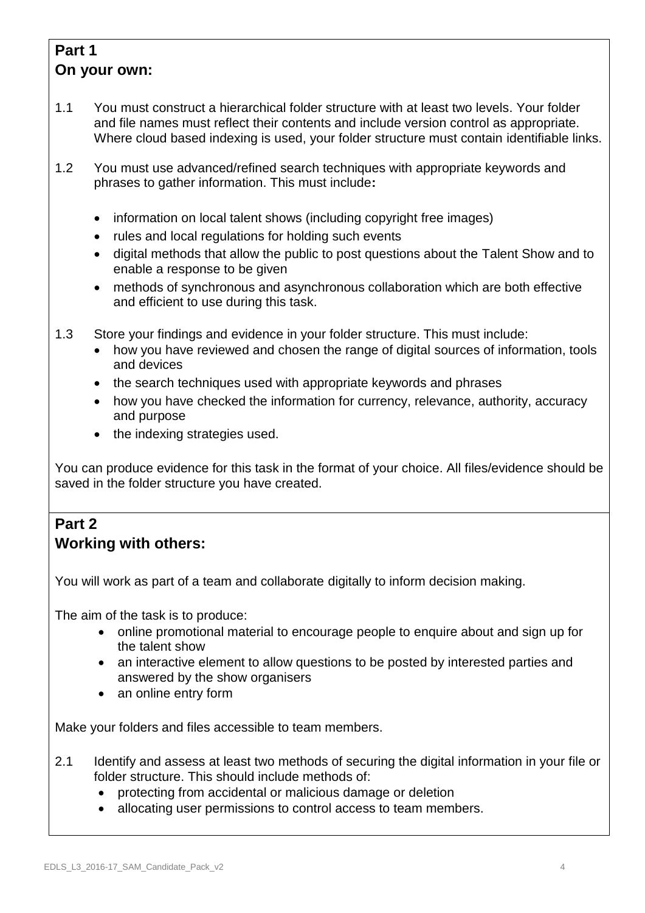## Part 1
## On your own:

1.1 You must construct a hierarchical folder structure with at least two levels. Your folder and file names must reflect their contents and include version control as appropriate. Where cloud based indexing is used, your folder structure must contain identifiable links.

1.2 You must use advanced/refined search techniques with appropriate keywords and phrases to gather information. This must include**:**

- information on local talent shows (including copyright free images)
- rules and local regulations for holding such events
- digital methods that allow the public to post questions about the Talent Show and to enable a response to be given
- methods of synchronous and asynchronous collaboration which are both effective and efficient to use during this task.

1.3 Store your findings and evidence in your folder structure. This must include:

- how you have reviewed and chosen the range of digital sources of information, tools and devices
- the search techniques used with appropriate keywords and phrases
- how you have checked the information for currency, relevance, authority, accuracy and purpose
- the indexing strategies used.

You can produce evidence for this task in the format of your choice. All files/evidence should be saved in the folder structure you have created.

## Part 2
## Working with others:

You will work as part of a team and collaborate digitally to inform decision making.

The aim of the task is to produce:

- online promotional material to encourage people to enquire about and sign up for the talent show
- an interactive element to allow questions to be posted by interested parties and answered by the show organisers
- an online entry form

Make your folders and files accessible to team members.

2.1 Identify and assess at least two methods of securing the digital information in your file or folder structure. This should include methods of:

- protecting from accidental or malicious damage or deletion
- allocating user permissions to control access to team members.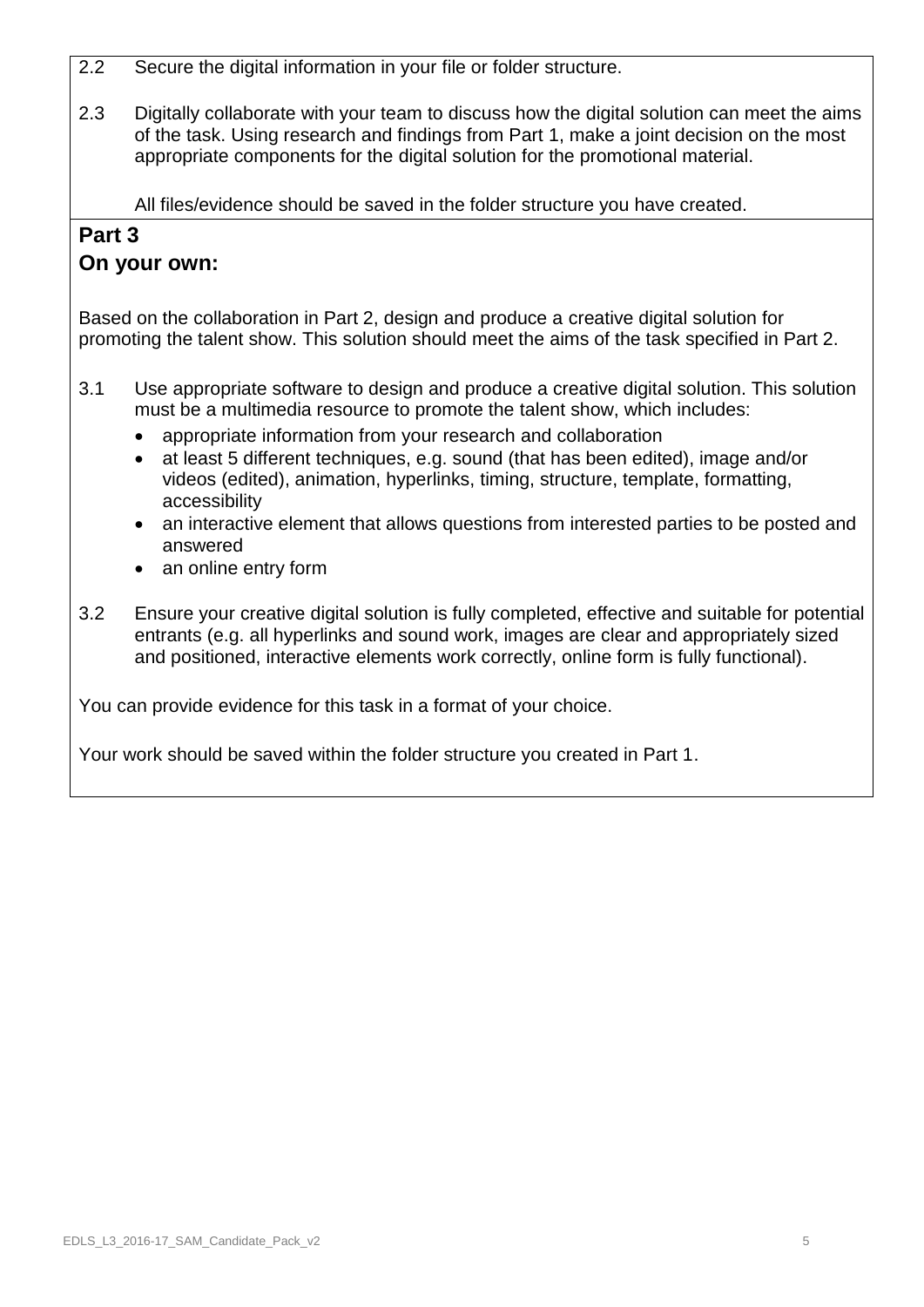2.2 Secure the digital information in your file or folder structure.

2.3 Digitally collaborate with your team to discuss how the digital solution can meet the aims of the task. Using research and findings from Part 1, make a joint decision on the most appropriate components for the digital solution for the promotional material.

All files/evidence should be saved in the folder structure you have created.

## Part 3

## On your own:

Based on the collaboration in Part 2, design and produce a creative digital solution for promoting the talent show. This solution should meet the aims of the task specified in Part 2.

3.1 Use appropriate software to design and produce a creative digital solution. This solution must be a multimedia resource to promote the talent show, which includes:

- appropriate information from your research and collaboration
- at least 5 different techniques, e.g. sound (that has been edited), image and/or videos (edited), animation, hyperlinks, timing, structure, template, formatting, accessibility
- an interactive element that allows questions from interested parties to be posted and answered
- an online entry form

3.2 Ensure your creative digital solution is fully completed, effective and suitable for potential entrants (e.g. all hyperlinks and sound work, images are clear and appropriately sized and positioned, interactive elements work correctly, online form is fully functional).

You can provide evidence for this task in a format of your choice.

Your work should be saved within the folder structure you created in Part 1.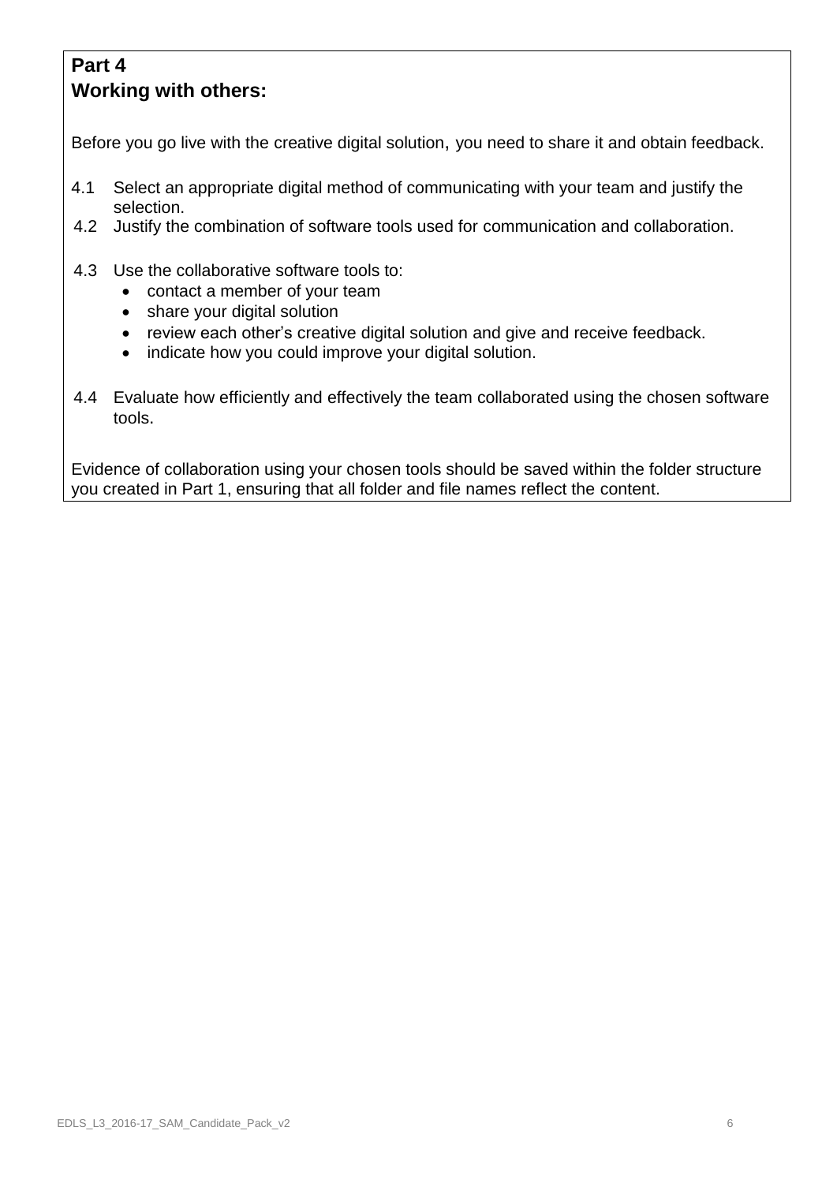**Part 4**
**Working with others:**

Before you go live with the creative digital solution, you need to share it and obtain feedback.

4.1 Select an appropriate digital method of communicating with your team and justify the selection.

4.2 Justify the combination of software tools used for communication and collaboration.

4.3 Use the collaborative software tools to:

- contact a member of your team
- share your digital solution
- review each other's creative digital solution and give and receive feedback.
- indicate how you could improve your digital solution.

4.4 Evaluate how efficiently and effectively the team collaborated using the chosen software tools.

Evidence of collaboration using your chosen tools should be saved within the folder structure you created in Part 1, ensuring that all folder and file names reflect the content.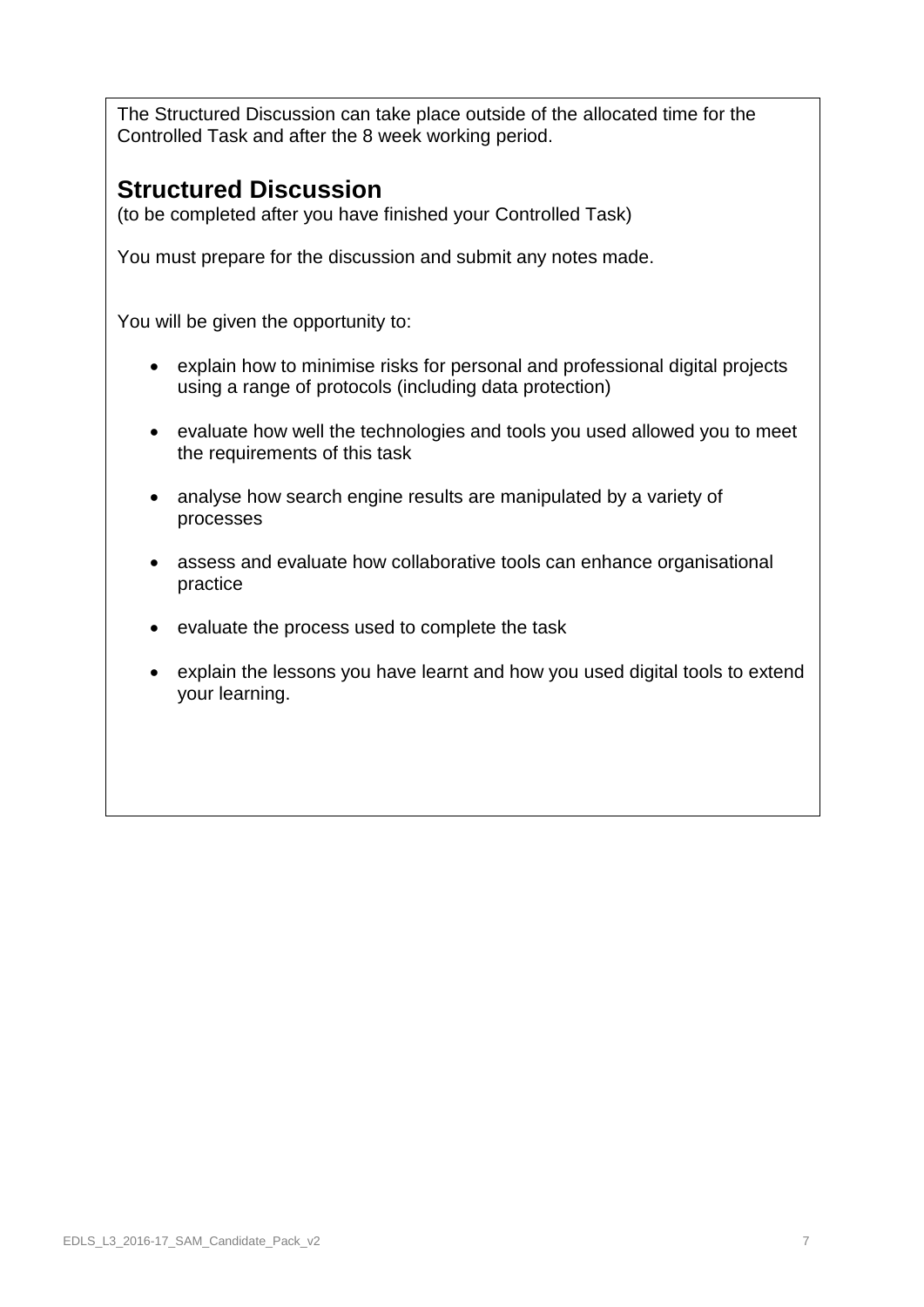The Structured Discussion can take place outside of the allocated time for the Controlled Task and after the 8 week working period.

## Structured Discussion

(to be completed after you have finished your Controlled Task)

You must prepare for the discussion and submit any notes made.

You will be given the opportunity to:

- explain how to minimise risks for personal and professional digital projects using a range of protocols (including data protection)
- evaluate how well the technologies and tools you used allowed you to meet the requirements of this task
- analyse how search engine results are manipulated by a variety of processes
- assess and evaluate how collaborative tools can enhance organisational practice
- evaluate the process used to complete the task
- explain the lessons you have learnt and how you used digital tools to extend your learning.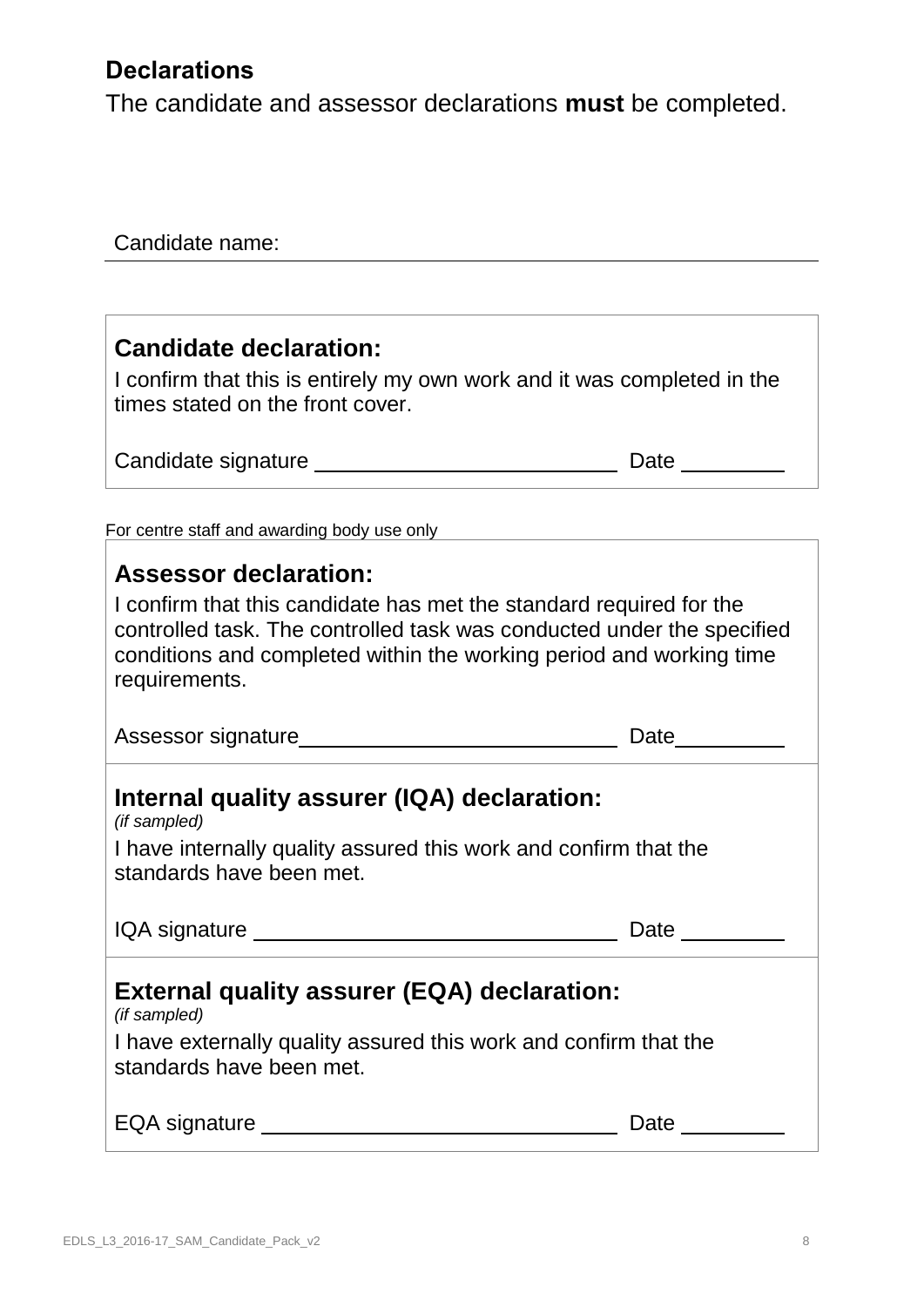## Declarations

The candidate and assessor declarations **must** be completed.

Candidate name: ____________________________________________

### Candidate declaration:

I confirm that this is entirely my own work and it was completed in the times stated on the front cover.

Candidate signature __________________________ Date _________

For centre staff and awarding body use only

### Assessor declaration:

I confirm that this candidate has met the standard required for the controlled task. The controlled task was conducted under the specified conditions and completed within the working period and working time requirements.

Assessor signature __________________________ Date _________

### Internal quality assurer (IQA) declaration:

*(if sampled)*

I have internally quality assured this work and confirm that the standards have been met.

IQA signature ______________________________ Date _________

### External quality assurer (EQA) declaration:

*(if sampled)*

I have externally quality assured this work and confirm that the standards have been met.

EQA signature ______________________________ Date _________

EDLS_L3_2016-17_SAM_Candidate_Pack_v2